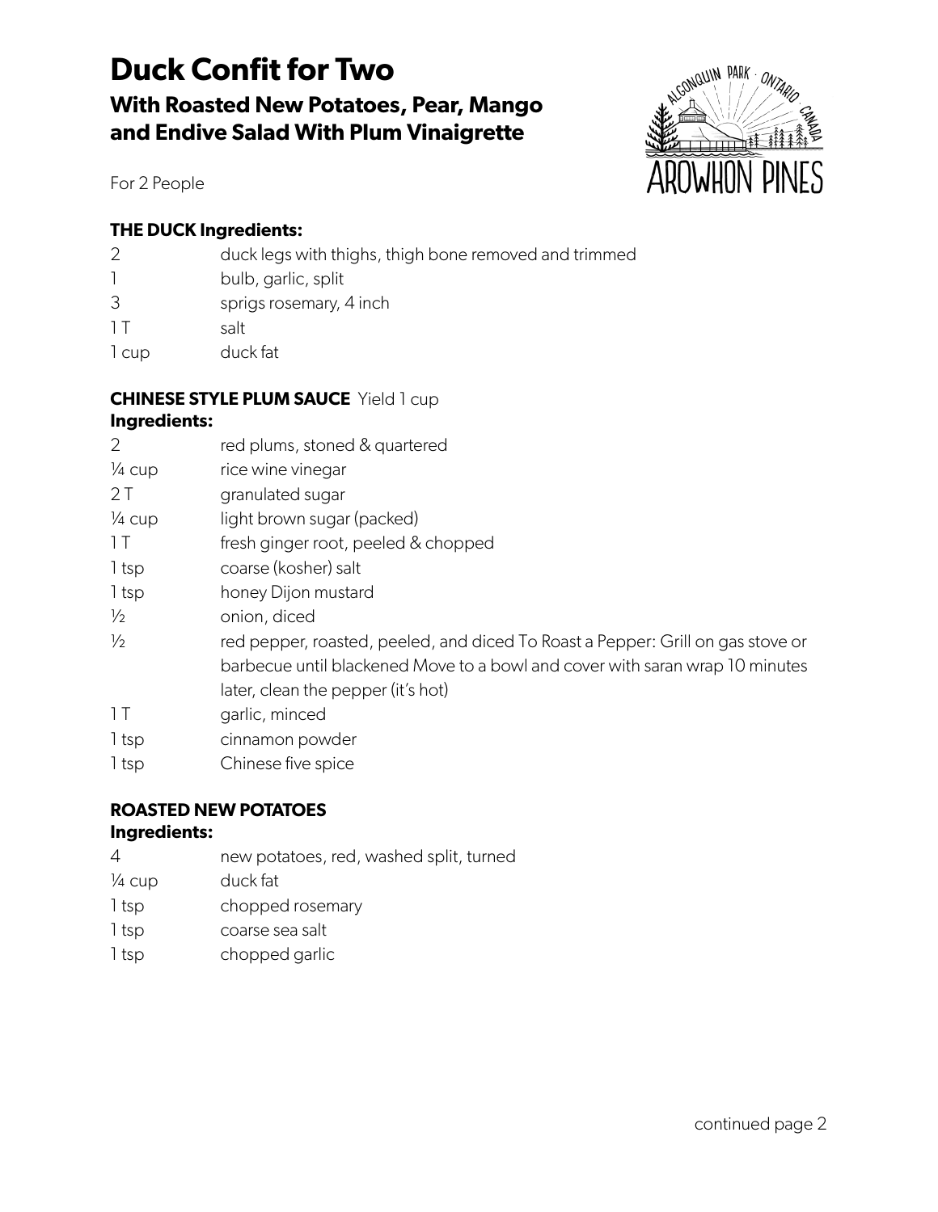# Duck Confit for Two

## With Roasted New Potatoes, Pear, Mango and Endive Salad With Plum Vinaigrette

For 2 People

### THE DUCK Ingredients:

| | |
|---|---|
| 2 | duck legs with thighs, thigh bone removed and trimmed |
| 1 | bulb, garlic, split |
| 3 | sprigs rosemary, 4 inch |
| 1 T | salt |
| 1 cup | duck fat |

### CHINESE STYLE PLUM SAUCE Yield 1 cup

**Ingredients:**

| | |
|---|---|
| 2 | red plums, stoned & quartered |
| ¼ cup | rice wine vinegar |
| 2 T | granulated sugar |
| ¼ cup | light brown sugar (packed) |
| 1 T | fresh ginger root, peeled & chopped |
| 1 tsp | coarse (kosher) salt |
| 1 tsp | honey Dijon mustard |
| ½ | onion, diced |
| ½ | red pepper, roasted, peeled, and diced To Roast a Pepper: Grill on gas stove or barbecue until blackened Move to a bowl and cover with saran wrap 10 minutes later, clean the pepper (it's hot) |
| 1 T | garlic, minced |
| 1 tsp | cinnamon powder |
| 1 tsp | Chinese five spice |

### ROASTED NEW POTATOES

**Ingredients:**

| | |
|---|---|
| 4 | new potatoes, red, washed split, turned |
| ¼ cup | duck fat |
| 1 tsp | chopped rosemary |
| 1 tsp | coarse sea salt |
| 1 tsp | chopped garlic |

continued page 2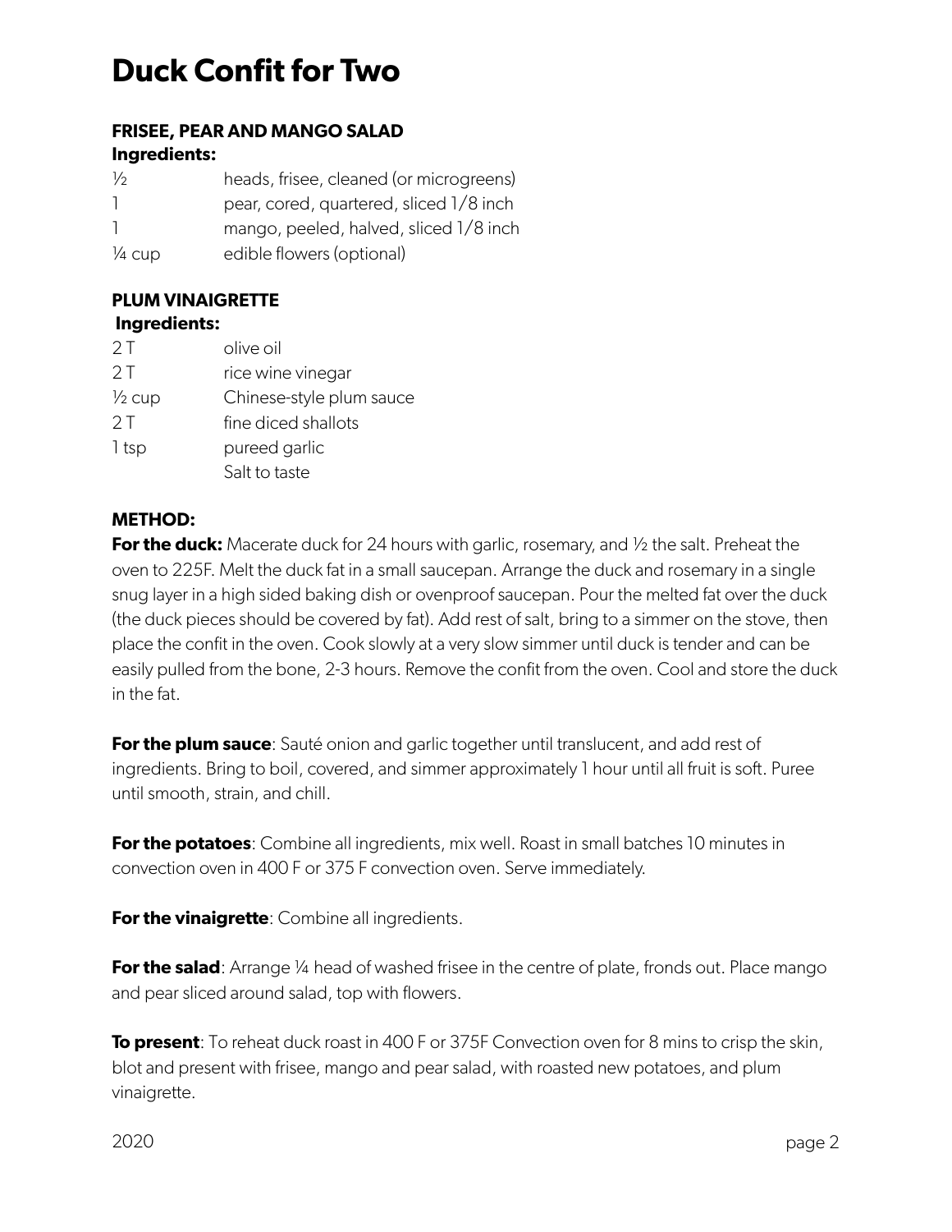# Duck Confit for Two

**FRISEE, PEAR AND MANGO SALAD**
**Ingredients:**

| | |
|---|---|
| ½ | heads, frisee, cleaned (or microgreens) |
| 1 | pear, cored, quartered, sliced 1/8 inch |
| 1 | mango, peeled, halved, sliced 1/8 inch |
| ¼ cup | edible flowers (optional) |

**PLUM VINAIGRETTE**
**Ingredients:**

| | |
|---|---|
| 2 T | olive oil |
| 2 T | rice wine vinegar |
| ½ cup | Chinese-style plum sauce |
| 2 T | fine diced shallots |
| 1 tsp | pureed garlic |
| | Salt to taste |

**METHOD:**

**For the duck:** Macerate duck for 24 hours with garlic, rosemary, and ½ the salt. Preheat the oven to 225F. Melt the duck fat in a small saucepan. Arrange the duck and rosemary in a single snug layer in a high sided baking dish or ovenproof saucepan. Pour the melted fat over the duck (the duck pieces should be covered by fat). Add rest of salt, bring to a simmer on the stove, then place the confit in the oven. Cook slowly at a very slow simmer until duck is tender and can be easily pulled from the bone, 2-3 hours. Remove the confit from the oven. Cool and store the duck in the fat.

**For the plum sauce**: Sauté onion and garlic together until translucent, and add rest of ingredients. Bring to boil, covered, and simmer approximately 1 hour until all fruit is soft. Puree until smooth, strain, and chill.

**For the potatoes**: Combine all ingredients, mix well. Roast in small batches 10 minutes in convection oven in 400 F or 375 F convection oven. Serve immediately.

**For the vinaigrette**: Combine all ingredients.

**For the salad**: Arrange ¼ head of washed frisee in the centre of plate, fronds out. Place mango and pear sliced around salad, top with flowers.

**To present**: To reheat duck roast in 400 F or 375F Convection oven for 8 mins to crisp the skin, blot and present with frisee, mango and pear salad, with roasted new potatoes, and plum vinaigrette.

2020